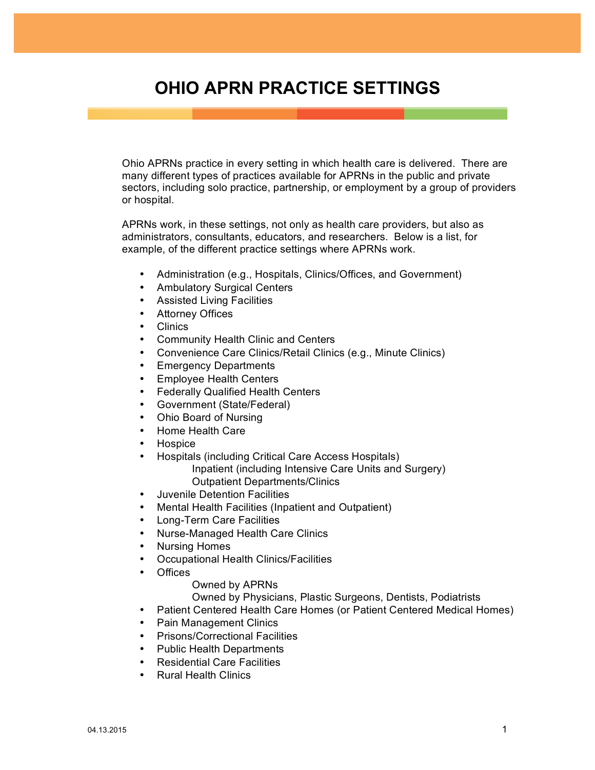# OHIO APRN PRACTICE SETTINGS

Ohio APRNs practice in every setting in which health care is delivered. There are many different types of practices available for APRNs in the public and private sectors, including solo practice, partnership, or employment by a group of providers or hospital.

APRNs work, in these settings, not only as health care providers, but also as administrators, consultants, educators, and researchers. Below is a list, for example, of the different practice settings where APRNs work.

- Administration (e.g., Hospitals, Clinics/Offices, and Government)
- Ambulatory Surgical Centers
- Assisted Living Facilities
- Attorney Offices
- Clinics
- Community Health Clinic and Centers
- Convenience Care Clinics/Retail Clinics (e.g., Minute Clinics)
- Emergency Departments
- Employee Health Centers
- Federally Qualified Health Centers
- Government (State/Federal)
- Ohio Board of Nursing
- Home Health Care
- Hospice
- Hospitals (including Critical Care Access Hospitals)
    - Inpatient (including Intensive Care Units and Surgery)
    - Outpatient Departments/Clinics
- Juvenile Detention Facilities
- Mental Health Facilities (Inpatient and Outpatient)
- Long-Term Care Facilities
- Nurse-Managed Health Care Clinics
- Nursing Homes
- Occupational Health Clinics/Facilities
- Offices
    - Owned by APRNs
    - Owned by Physicians, Plastic Surgeons, Dentists, Podiatrists
- Patient Centered Health Care Homes (or Patient Centered Medical Homes)
- Pain Management Clinics
- Prisons/Correctional Facilities
- Public Health Departments
- Residential Care Facilities
- Rural Health Clinics

04.13.2015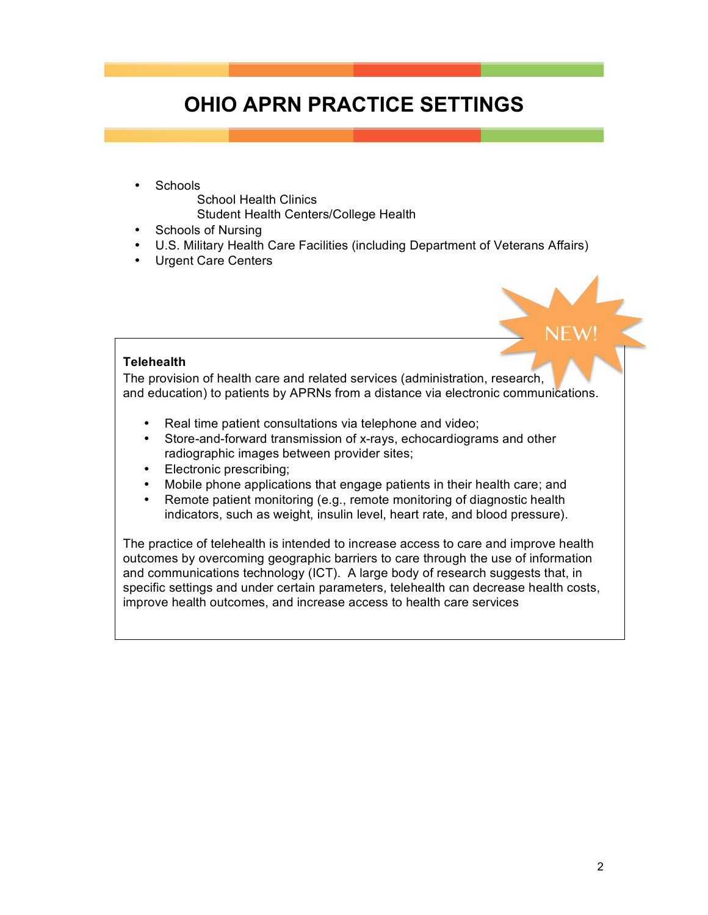# OHIO APRN PRACTICE SETTINGS

- Schools
  - School Health Clinics
  - Student Health Centers/College Health
- Schools of Nursing
- U.S. Military Health Care Facilities (including Department of Veterans Affairs)
- Urgent Care Centers

NEW!

**Telehealth**
The provision of health care and related services (administration, research, and education) to patients by APRNs from a distance via electronic communications.

- Real time patient consultations via telephone and video;
- Store-and-forward transmission of x-rays, echocardiograms and other radiographic images between provider sites;
- Electronic prescribing;
- Mobile phone applications that engage patients in their health care; and
- Remote patient monitoring (e.g., remote monitoring of diagnostic health indicators, such as weight, insulin level, heart rate, and blood pressure).

The practice of telehealth is intended to increase access to care and improve health outcomes by overcoming geographic barriers to care through the use of information and communications technology (ICT). A large body of research suggests that, in specific settings and under certain parameters, telehealth can decrease health costs, improve health outcomes, and increase access to health care services